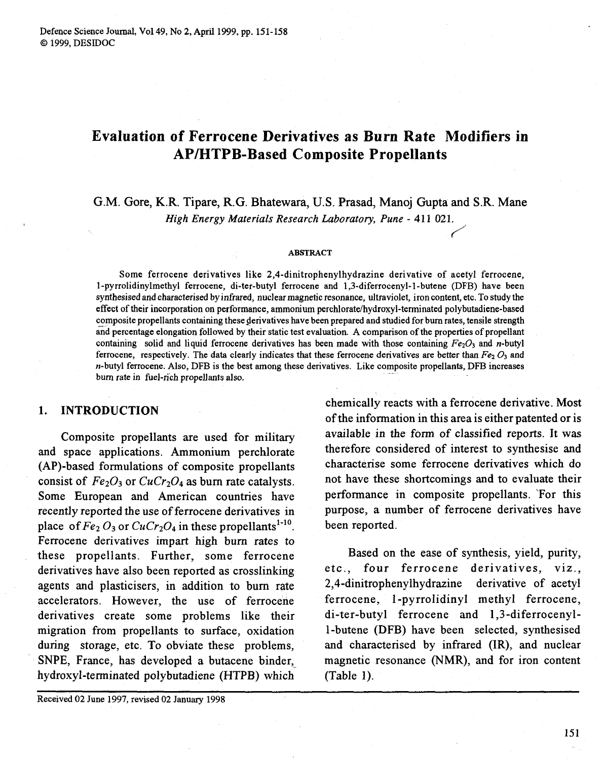# Evaluation of Ferrocene Derivatives as Burn Rate Modifiers in AP/HTPB-Based Composite Propellants

G.M. Gore, K.R. Tipare, R.G. Bhatewara, U.S. Prasad, Manoj Gupta and S.R. Mane

*High Energy Materials Research Laboratory, Pune - 411 021.*

#### ABSTRACT

Some ferrocene derivatives like 2,4-dinitrophenylhydrazine derivative of acetyl ferrocene, 1-pyrrolidinylmethyl ferrocene, di-ter-butyl ferrocene and 1,3-diferrocenyl-1-butene (DFB) have been synthesised and characterised by infrared, nuclear magnetic resonance, ultraviolet, iron content, etc. To study the effect of their incorporation on performance, ammonium perchlorate/hydroxyl-terminated polybutadiene-based composite propellants containing these derivatives have been prepared and studied for burn rates, tensile strength and percentage elongation followed by their static test evaluation. A comparison of the properties of propellant containing solid and liquid ferrocene derivatives has been made with those containing $Fe_2O_3$ and *n*-butyl ferrocene, respectively. The data clearly indicates that these ferrocene derivatives are better than $Fe_2O_3$ and *n*-butyl ferrocene. Also, DFB is the best among these derivatives. Like composite propellants, DFB increases burn rate in fuel-rich propellants also.

## 1. INTRODUCTION

Composite propellants are used for military and space applications. Ammonium perchlorate (AP)-based formulations of composite propellants consist of $Fe_2O_3$ or $CuCr_2O_4$ as burn rate catalysts. Some European and American countries have recently reported the use of ferrocene derivatives in place of $Fe_2O_3$ or $CuCr_2O_4$ in these propellants[1-10]. Ferrocene derivatives impart high burn rates to these propellants. Further, some ferrocene derivatives have also been reported as crosslinking agents and plasticisers, in addition to burn rate accelerators. However, the use of ferrocene derivatives create some problems like their migration from propellants to surface, oxidation during storage, etc. To obviate these problems, SNPE, France, has developed a butacene binder, hydroxyl-terminated polybutadiene (HTPB) which chemically reacts with a ferrocene derivative. Most of the information in this area is either patented or is available in the form of classified reports. It was therefore considered of interest to synthesise and characterise some ferrocene derivatives which do not have these shortcomings and to evaluate their performance in composite propellants. For this purpose, a number of ferrocene derivatives have been reported.

Based on the ease of synthesis, yield, purity, etc., four ferrocene derivatives, viz., 2,4-dinitrophenylhydrazine derivative of acetyl ferrocene, 1-pyrrolidinyl methyl ferrocene, di-ter-butyl ferrocene and 1,3-diferrocenyl-1-butene (DFB) have been selected, synthesised and characterised by infrared (IR), and nuclear magnetic resonance (NMR), and for iron content (Table 1).

Received 02 June 1997, revised 02 January 1998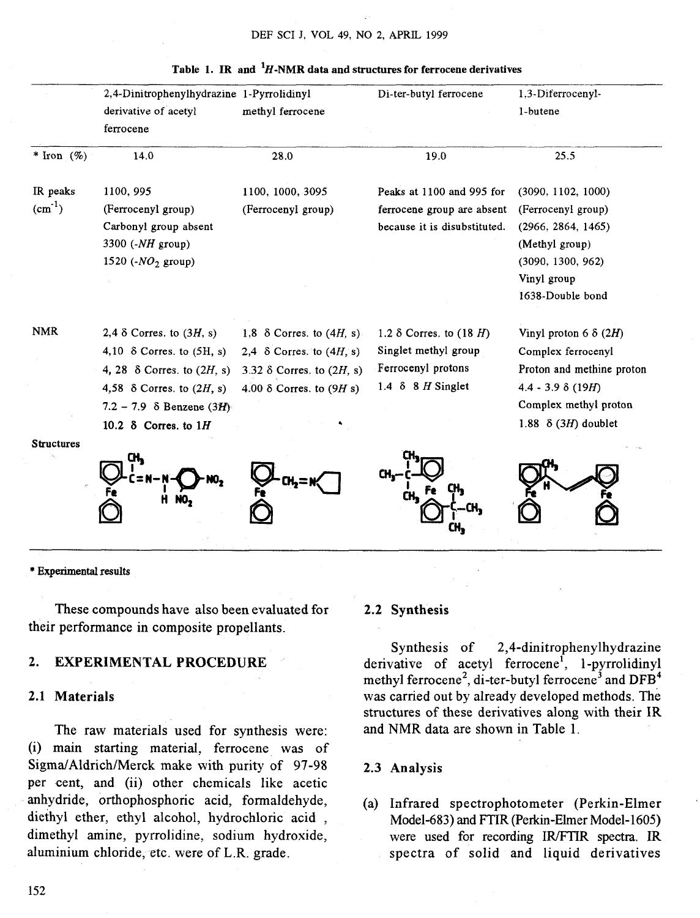**Table 1. IR and $^1H$-NMR data and structures for ferrocene derivatives**

| | 2,4-Dinitrophenylhydrazine derivative of acetyl ferrocene | 1-Pyrrolidinyl methyl ferrocene | Di-ter-butyl ferrocene | 1,3-Diferrocenyl-1-butene |
|---|---|---|---|---|
| * Iron (%) | 14.0 | 28.0 | 19.0 | 25.5 |
| IR peaks ($cm^{-1}$) | 1100, 995 (Ferrocenyl group) Carbonyl group absent 3300 (-*NH* group) 1520 (-$NO_2$ group) | 1100, 1000, 3095 (Ferrocenyl group) | Peaks at 1100 and 995 for ferrocene group are absent because it is disubstituted. | (3090, 1102, 1000) (Ferrocenyl group) (2966, 2864, 1465) (Methyl group) (3090, 1300, 962) Vinyl group 1638-Double bond |
| NMR | 2,4 δ Corres. to (3*H*, s) 4,10 δ Corres. to (5H, s) 4, 28 δ Corres. to (2*H*, s) 4,58 δ Corres. to (2*H*, s) 7.2 – 7.9 δ Benzene (3*H*) **10.2 δ Corres. to 1*H*** | 1,8 δ Corres. to (4*H*, s) 2,4 δ Corres. to (4*H*, s) 3.32 δ Corres. to (2*H*, s) 4.00 δ Corres. to (9*H* s) | 1.2 δ Corres. to (18 *H*) Singlet methyl group Ferrocenyl protons 1.4 δ 8 *H* Singlet | Vinyl proton 6 δ (2*H*) Complex ferrocenyl Proton and methine proton 4.4 - 3.9 δ (19*H*) Complex methyl proton 1.88 δ (3*H*) doublet |
| Structures | | | | |

**\* Experimental results**

These compounds have also been evaluated for their performance in composite propellants.

## 2. EXPERIMENTAL PROCEDURE

### 2.1 Materials

The raw materials used for synthesis were: (i) main starting material, ferrocene was of Sigma/Aldrich/Merck make with purity of 97-98 per cent, and (ii) other chemicals like acetic anhydride, orthophosphoric acid, formaldehyde, diethyl ether, ethyl alcohol, hydrochloric acid, dimethyl amine, pyrrolidine, sodium hydroxide, aluminium chloride, etc. were of L.R. grade.

### 2.2 Synthesis

Synthesis of 2,4-dinitrophenylhydrazine derivative of acetyl ferrocene[1], 1-pyrrolidinyl methyl ferrocene[2], di-ter-butyl ferrocene[3] and DFB[4] was carried out by already developed methods. The structures of these derivatives along with their IR and NMR data are shown in Table 1.

### 2.3 Analysis

(a) Infrared spectrophotometer (Perkin-Elmer Model-683) and FTIR (Perkin-Elmer Model-1605) were used for recording IR/FTIR spectra. IR spectra of solid and liquid derivatives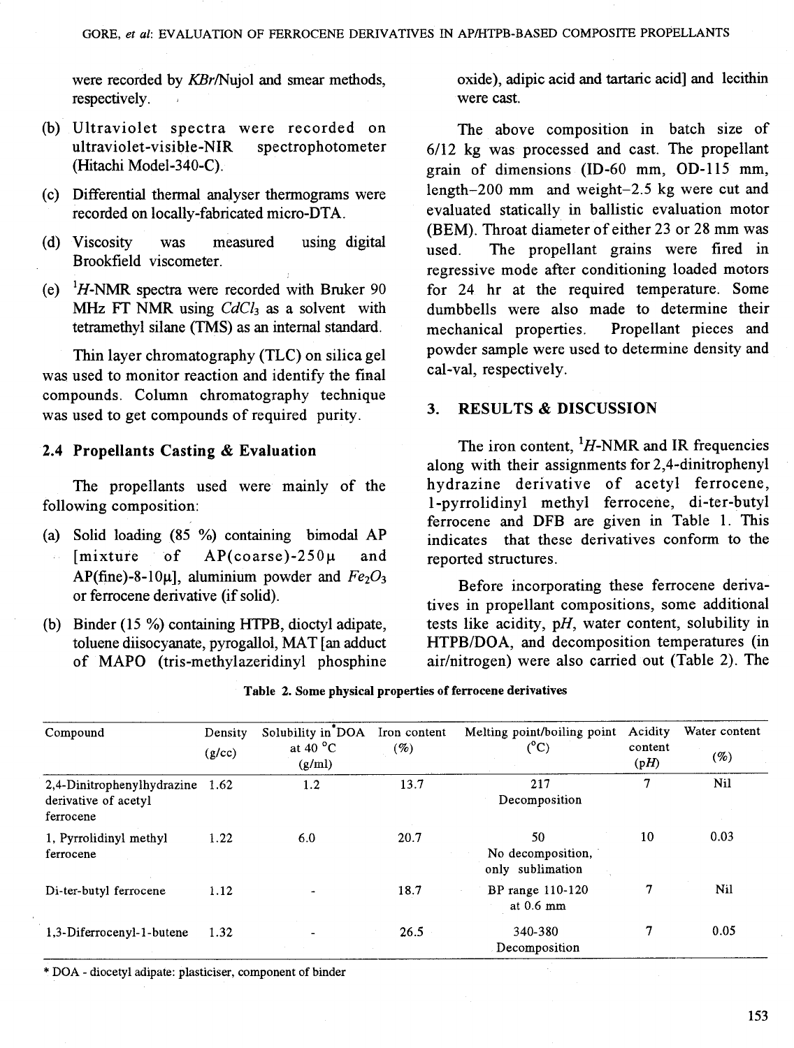were recorded by *KBr*/Nujol and smear methods, respectively.

(b) Ultraviolet spectra were recorded on ultraviolet-visible-NIR spectrophotometer (Hitachi Model-340-C).

(c) Differential thermal analyser thermograms were recorded on locally-fabricated micro-DTA.

(d) Viscosity was measured using digital Brookfield viscometer.

(e) $^1H$-NMR spectra were recorded with Bruker 90 MHz FT NMR using $CdCl_3$ as a solvent with tetramethyl silane (TMS) as an internal standard.

Thin layer chromatography (TLC) on silica gel was used to monitor reaction and identify the final compounds. Column chromatography technique was used to get compounds of required purity.

### 2.4 Propellants Casting & Evaluation

The propellants used were mainly of the following composition:

(a) Solid loading (85 %) containing bimodal AP [mixture of AP(coarse)-250μ and AP(fine)-8-10μ], aluminium powder and $Fe_2O_3$ or ferrocene derivative (if solid).

(b) Binder (15 %) containing HTPB, dioctyl adipate, toluene diisocyanate, pyrogallol, MAT [an adduct of MAPO (tris-methylazeridinyl phosphine oxide), adipic acid and tartaric acid] and lecithin were cast.

The above composition in batch size of 6/12 kg was processed and cast. The propellant grain of dimensions (ID-60 mm, OD-115 mm, length-200 mm and weight-2.5 kg were cut and evaluated statically in ballistic evaluation motor (BEM). Throat diameter of either 23 or 28 mm was used. The propellant grains were fired in regressive mode after conditioning loaded motors for 24 hr at the required temperature. Some dumbbells were also made to determine their mechanical properties. Propellant pieces and powder sample were used to determine density and cal-val, respectively.

## 3. RESULTS & DISCUSSION

The iron content, $^1H$-NMR and IR frequencies along with their assignments for 2,4-dinitrophenyl hydrazine derivative of acetyl ferrocene, 1-pyrrolidinyl methyl ferrocene, di-ter-butyl ferrocene and DFB are given in Table 1. This indicates that these derivatives conform to the reported structures.

Before incorporating these ferrocene derivatives in propellant compositions, some additional tests like acidity, p*H*, water content, solubility in HTPB/DOA, and decomposition temperatures (in air/nitrogen) were also carried out (Table 2). The

**Table 2. Some physical properties of ferrocene derivatives**

| Compound | Density (g/cc) | Solubility in *DOA at 40 °C (g/ml) | Iron content (%) | Melting point/boiling point (°C) | Acidity content (p*H*) | Water content (%) |
|---|---|---|---|---|---|---|
| 2,4-Dinitrophenylhydrazine derivative of acetyl ferrocene | 1.62 | 1.2 | 13.7 | 217 Decomposition | 7 | Nil |
| 1, Pyrrolidinyl methyl ferrocene | 1.22 | 6.0 | 20.7 | 50 No decomposition, only sublimation | 10 | 0.03 |
| Di-ter-butyl ferrocene | 1.12 | - | 18.7 | BP range 110-120 at 0.6 mm | 7 | Nil |
| 1,3-Diferrocenyl-1-butene | 1.32 | - | 26.5 | 340-380 Decomposition | 7 | 0.05 |

\* DOA - diocetyl adipate: plasticiser, component of binder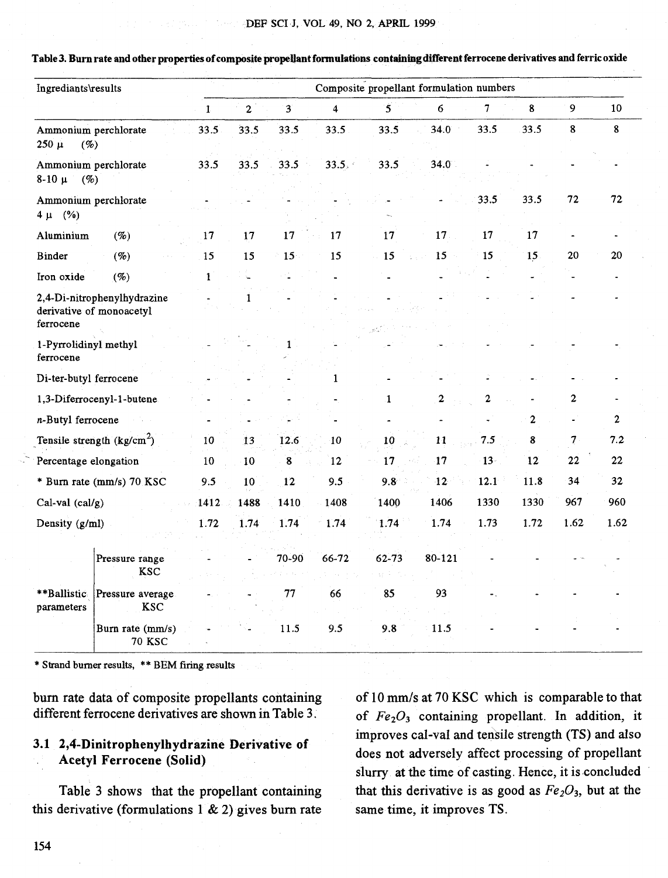**Table 3. Burn rate and other properties of composite propellant formulations containing different ferrocene derivatives and ferric oxide**

| Ingrediants\results | | Composite propellant formulation numbers | | | | | | | | | |
|---|---|---|---|---|---|---|---|---|---|---|---|
| | | 1 | 2 | 3 | 4 | 5 | 6 | 7 | 8 | 9 | 10 |
| Ammonium perchlorate 250 μ (%) | | 33.5 | 33.5 | 33.5 | 33.5 | 33.5 | 34.0 | 33.5 | 33.5 | 8 | 8 |
| Ammonium perchlorate 8-10 μ (%) | | 33.5 | 33.5 | 33.5 | 33.5 | 33.5 | 34.0 | - | - | - | - |
| Ammonium perchlorate 4 μ (%) | | - | - | - | - | - | - | 33.5 | 33.5 | 72 | 72 |
| Aluminium (%) | | 17 | 17 | 17 | 17 | 17 | 17 | 17 | 17 | - | - |
| Binder (%) | | 15 | 15 | 15 | 15 | 15 | 15 | 15 | 15 | 20 | 20 |
| Iron oxide (%) | | 1 | - | - | - | - | - | - | - | - | - |
| 2,4-Di-nitrophenylhydrazine derivative of monoacetyl ferrocene | | - | 1 | - | - | - | - | - | - | - | - |
| 1-Pyrrolidinyl methyl ferrocene | | - | - | 1 | - | - | - | - | - | - | - |
| Di-ter-butyl ferrocene | | - | - | - | 1 | - | - | - | - | - | - |
| 1,3-Diferrocenyl-1-butene | | - | - | - | - | 1 | 2 | 2 | - | 2 | - |
| *n*-Butyl ferrocene | | - | - | - | - | - | - | - | 2 | - | 2 |
| Tensile strength (kg/cm$^2$) | | 10 | 13 | 12.6 | 10 | 10 | 11 | 7.5 | 8 | 7 | 7.2 |
| Percentage elongation | | 10 | 10 | 8 | 12 | 17 | 17 | 13 | 12 | 22 | 22 |
| * Burn rate (mm/s) 70 KSC | | 9.5 | 10 | 12 | 9.5 | 9.8 | 12 | 12.1 | 11.8 | 34 | 32 |
| Cal-val (cal/g) | | 1412 | 1488 | 1410 | 1408 | 1400 | 1406 | 1330 | 1330 | 967 | 960 |
| Density (g/ml) | | 1.72 | 1.74 | 1.74 | 1.74 | 1.74 | 1.74 | 1.73 | 1.72 | 1.62 | 1.62 |
| **Ballistic parameters | Pressure range KSC | - | - | 70-90 | 66-72 | 62-73 | 80-121 | - | - | - | - |
| | Pressure average KSC | - | - | 77 | 66 | 85 | 93 | - | - | - | - |
| | Burn rate (mm/s) 70 KSC | - | - | 11.5 | 9.5 | 9.8 | 11.5 | - | - | - | - |

\* Strand burner results, ** BEM firing results

burn rate data of composite propellants containing different ferrocene derivatives are shown in Table 3.

### 3.1 2,4-Dinitrophenylhydrazine Derivative of Acetyl Ferrocene (Solid)

Table 3 shows that the propellant containing this derivative (formulations 1 & 2) gives burn rate of 10 mm/s at 70 KSC which is comparable to that of $Fe_2O_3$ containing propellant. In addition, it improves cal-val and tensile strength (TS) and also does not adversely affect processing of propellant slurry at the time of casting. Hence, it is concluded that this derivative is as good as $Fe_2O_3$, but at the same time, it improves TS.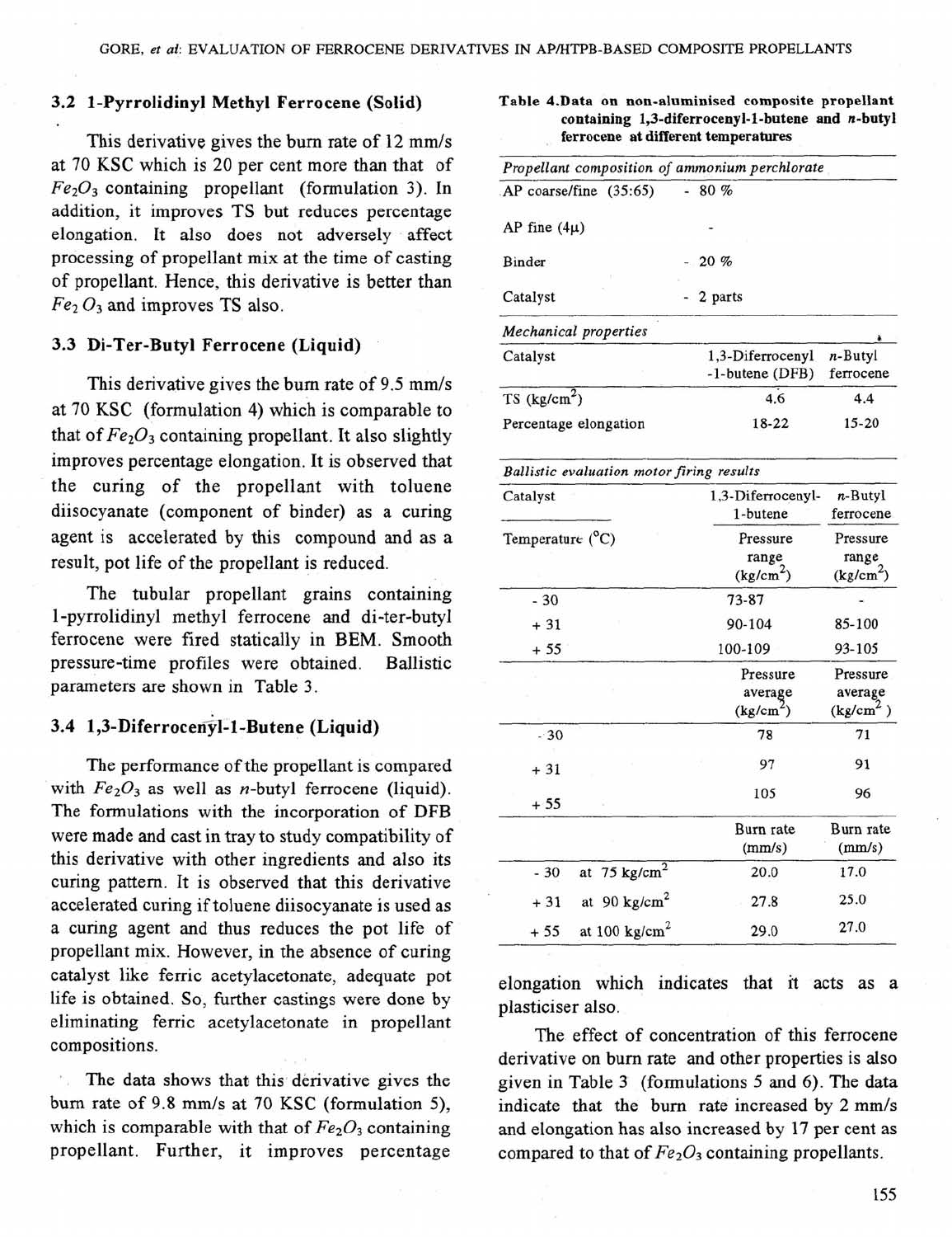### 3.2 1-Pyrrolidinyl Methyl Ferrocene (Solid)

This derivative gives the burn rate of 12 mm/s at 70 KSC which is 20 per cent more than that of $Fe_2O_3$ containing propellant (formulation 3). In addition, it improves TS but reduces percentage elongation. It also does not adversely affect processing of propellant mix at the time of casting of propellant. Hence, this derivative is better than $Fe_2O_3$ and improves TS also.

### 3.3 Di-Ter-Butyl Ferrocene (Liquid)

This derivative gives the burn rate of 9.5 mm/s at 70 KSC (formulation 4) which is comparable to that of $Fe_2O_3$ containing propellant. It also slightly improves percentage elongation. It is observed that the curing of the propellant with toluene diisocyanate (component of binder) as a curing agent is accelerated by this compound and as a result, pot life of the propellant is reduced.

The tubular propellant grains containing 1-pyrrolidinyl methyl ferrocene and di-ter-butyl ferrocene were fired statically in BEM. Smooth pressure-time profiles were obtained. Ballistic parameters are shown in Table 3.

### 3.4 1,3-Diferrocenyl-1-Butene (Liquid)

The performance of the propellant is compared with $Fe_2O_3$ as well as *n*-butyl ferrocene (liquid). The formulations with the incorporation of DFB were made and cast in tray to study compatibility of this derivative with other ingredients and also its curing pattern. It is observed that this derivative accelerated curing if toluene diisocyanate is used as a curing agent and thus reduces the pot life of propellant mix. However, in the absence of curing catalyst like ferric acetylacetonate, adequate pot life is obtained. So, further castings were done by eliminating ferric acetylacetonate in propellant compositions.

The data shows that this derivative gives the burn rate of 9.8 mm/s at 70 KSC (formulation 5), which is comparable with that of $Fe_2O_3$ containing propellant. Further, it improves percentage elongation which indicates that it acts as a plasticiser also.

The effect of concentration of this ferrocene derivative on burn rate and other properties is also given in Table 3 (formulations 5 and 6). The data indicate that the burn rate increased by 2 mm/s and elongation has also increased by 17 per cent as compared to that of $Fe_2O_3$ containing propellants.

**Table 4. Data on non-aluminised composite propellant containing 1,3-diferrocenyl-1-butene and *n*-butyl ferrocene at different temperatures**

| *Propellant composition of ammonium perchlorate* | | |
|---|---|---|
| AP coarse/fine (35:65) | - 80 % | |
| AP fine (4μ) | - | |
| Binder | - 20 % | |
| Catalyst | - 2 parts | |
| *Mechanical properties* | | |
| Catalyst | 1,3-Diferrocenyl-1-butene (DFB) | *n*-Butyl ferrocene |
| TS (kg/cm$^2$) | 4.6 | 4.4 |
| Percentage elongation | 18-22 | 15-20 |
| *Ballistic evaluation motor firing results* | | |
| Catalyst | 1,3-Diferrocenyl-1-butene | *n*-Butyl ferrocene |
| Temperature (°C) | Pressure range (kg/cm$^2$) | Pressure range (kg/cm$^2$) |
| - 30 | 73-87 | - |
| + 31 | 90-104 | 85-100 |
| + 55 | 100-109 | 93-105 |
| | Pressure average (kg/cm$^2$) | Pressure average (kg/cm$^2$) |
| - 30 | 78 | 71 |
| + 31 | 97 | 91 |
| + 55 | 105 | 96 |
| | Burn rate (mm/s) | Burn rate (mm/s) |
| - 30 at 75 kg/cm$^2$ | 20.0 | 17.0 |
| + 31 at 90 kg/cm$^2$ | 27.8 | 25.0 |
| + 55 at 100 kg/cm$^2$ | 29.0 | 27.0 |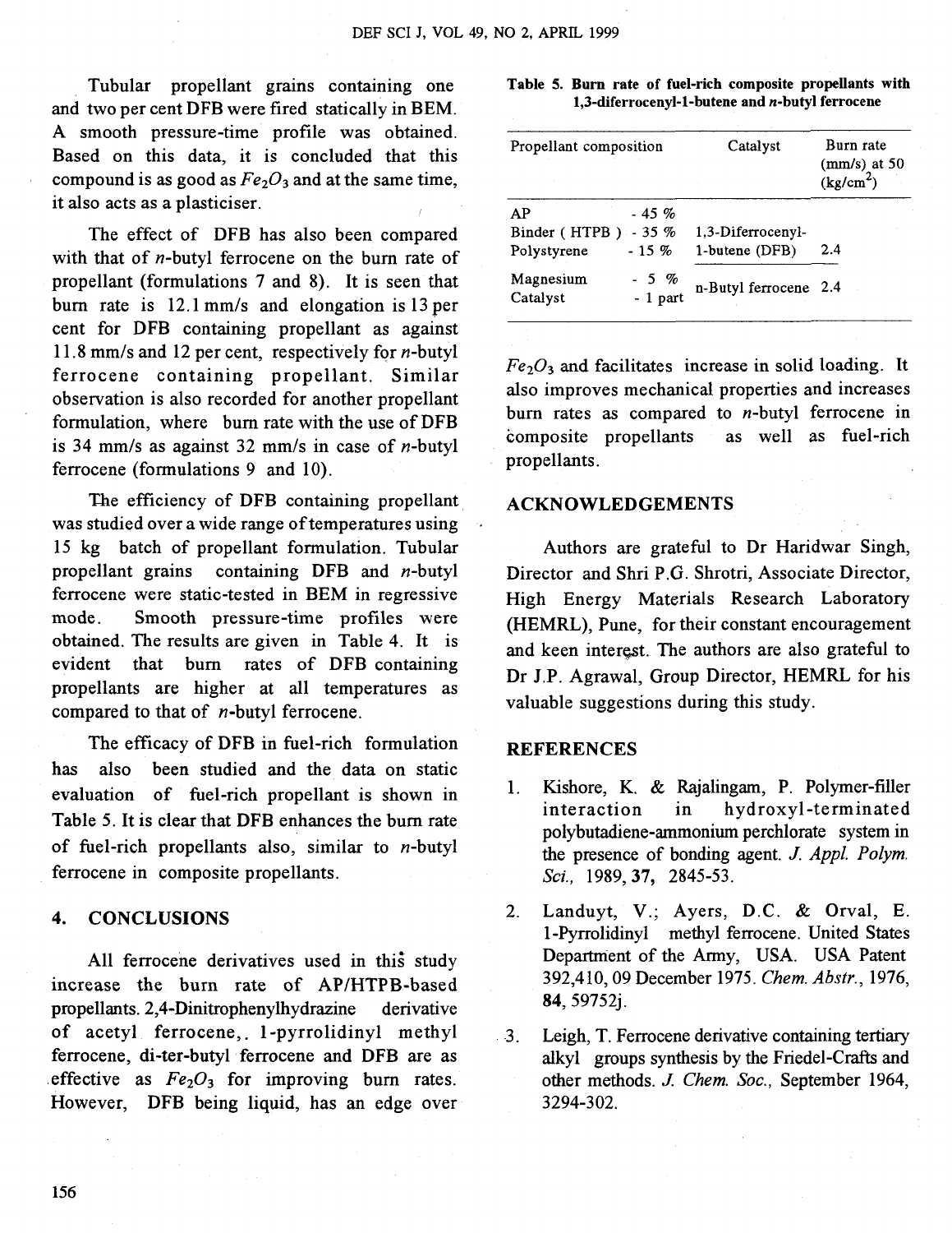Tubular propellant grains containing one and two per cent DFB were fired statically in BEM. A smooth pressure-time profile was obtained. Based on this data, it is concluded that this compound is as good as $Fe_2O_3$ and at the same time, it also acts as a plasticiser.

The effect of DFB has also been compared with that of *n*-butyl ferrocene on the burn rate of propellant (formulations 7 and 8). It is seen that burn rate is 12.1 mm/s and elongation is 13 per cent for DFB containing propellant as against 11.8 mm/s and 12 per cent, respectively for *n*-butyl ferrocene containing propellant. Similar observation is also recorded for another propellant formulation, where burn rate with the use of DFB is 34 mm/s as against 32 mm/s in case of *n*-butyl ferrocene (formulations 9 and 10).

The efficiency of DFB containing propellant was studied over a wide range of temperatures using 15 kg batch of propellant formulation. Tubular propellant grains containing DFB and *n*-butyl ferrocene were static-tested in BEM in regressive mode. Smooth pressure-time profiles were obtained. The results are given in Table 4. It is evident that burn rates of DFB containing propellants are higher at all temperatures as compared to that of *n*-butyl ferrocene.

The efficacy of DFB in fuel-rich formulation has also been studied and the data on static evaluation of fuel-rich propellant is shown in Table 5. It is clear that DFB enhances the burn rate of fuel-rich propellants also, similar to *n*-butyl ferrocene in composite propellants.

## 4. CONCLUSIONS

All ferrocene derivatives used in this study increase the burn rate of AP/HTPB-based propellants. 2,4-Dinitrophenylhydrazine derivative of acetyl ferrocene,. 1-pyrrolidinyl methyl ferrocene, di-ter-butyl ferrocene and DFB are as effective as $Fe_2O_3$ for improving burn rates. However, DFB being liquid, has an edge over $Fe_2O_3$ and facilitates increase in solid loading. It also improves mechanical properties and increases burn rates as compared to *n*-butyl ferrocene in composite propellants as well as fuel-rich propellants.

**Table 5. Burn rate of fuel-rich composite propellants with 1,3-diferrocenyl-1-butene and *n*-butyl ferrocene**

| Propellant composition | | Catalyst | Burn rate (mm/s) at 50 (kg/cm$^2$) |
|---|---|---|---|
| AP | - 45 % | | |
| Binder ( HTPB ) | - 35 % | 1,3-Diferrocenyl-1-butene (DFB) | 2.4 |
| Polystyrene | - 15 % | | |
| Magnesium | - 5 % | n-Butyl ferrocene | 2.4 |
| Catalyst | - 1 part | | |

## ACKNOWLEDGEMENTS

Authors are grateful to Dr Haridwar Singh, Director and Shri P.G. Shrotri, Associate Director, High Energy Materials Research Laboratory (HEMRL), Pune, for their constant encouragement and keen interest. The authors are also grateful to Dr J.P. Agrawal, Group Director, HEMRL for his valuable suggestions during this study.

## REFERENCES

1. Kishore, K. & Rajalingam, P. Polymer-filler interaction in hydroxyl-terminated polybutadiene-ammonium perchlorate system in the presence of bonding agent. *J. Appl. Polym. Sci.,* 1989, **37,** 2845-53.
2. Landuyt, V.; Ayers, D.C. & Orval, E. 1-Pyrrolidinyl methyl ferrocene. United States Department of the Army, USA. USA Patent 392,410, 09 December 1975. *Chem. Abstr.*, 1976, **84**, 59752j.
3. Leigh, T. Ferrocene derivative containing tertiary alkyl groups synthesis by the Friedel-Crafts and other methods. *J. Chem. Soc.*, September 1964, 3294-302.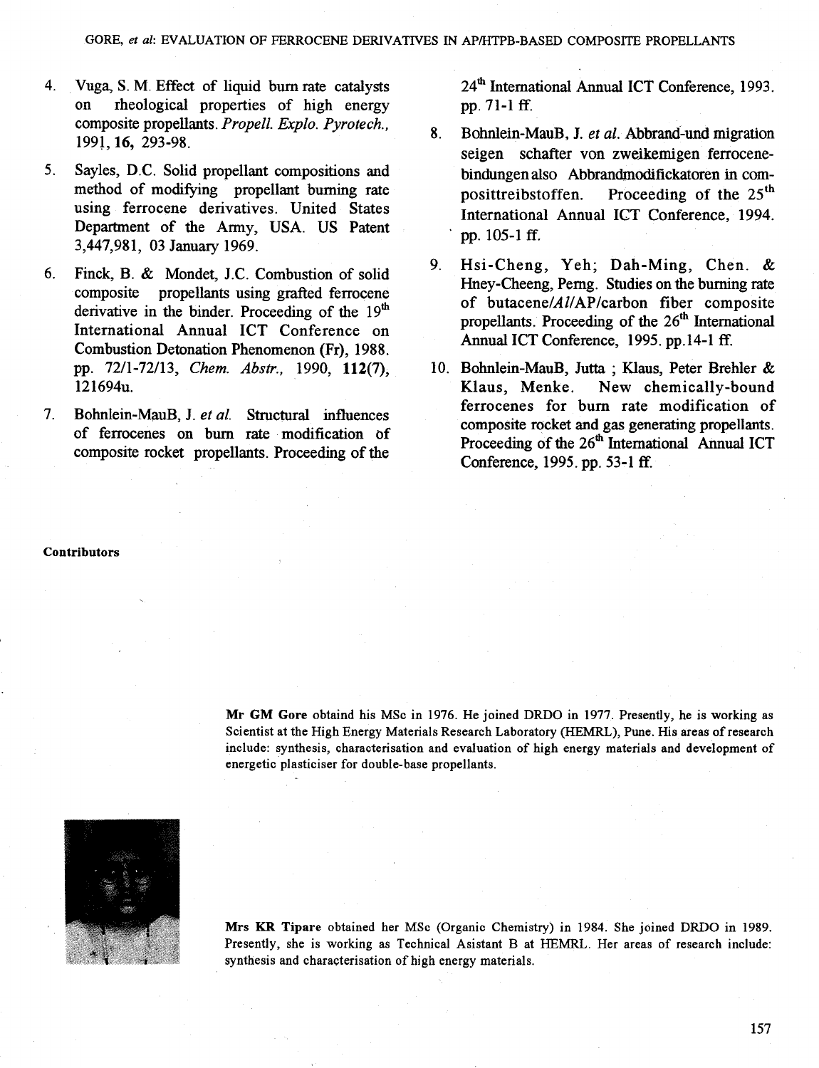4. Vuga, S. M. Effect of liquid burn rate catalysts on rheological properties of high energy composite propellants. *Propell. Explo. Pyrotech.*, 1991, **16,** 293-98.

5. Sayles, D.C. Solid propellant compositions and method of modifying propellant burning rate using ferrocene derivatives. United States Department of the Army, USA. US Patent 3,447,981, 03 January 1969.

6. Finck, B. & Mondet, J.C. Combustion of solid composite propellants using grafted ferrocene derivative in the binder. Proceeding of the 19[th] International Annual ICT Conference on Combustion Detonation Phenomenon (Fr), 1988. pp. 72/1-72/13, *Chem. Abstr.*, 1990, **112(7),** 121694u.

7. Bohnlein-MauB, J. *et al.* Structural influences of ferrocenes on burn rate modification of composite rocket propellants. Proceeding of the 24[th] International Annual ICT Conference, 1993. pp. 71-1 ff.

8. Bohnlein-MauB, J. *et al.* Abbrand-und migration seigen schafter von zweikemigen ferrocene-bindungen also Abbrandmodifickatoren in composittreibstoffen. Proceeding of the 25[th] International Annual ICT Conference, 1994. pp. 105-1 ff.

9. Hsi-Cheng, Yeh; Dah-Ming, Chen. & Hney-Cheeng, Perng. Studies on the burning rate of butacene/*Al*/AP/carbon fiber composite propellants. Proceeding of the 26[th] International Annual ICT Conference, 1995. pp.14-1 ff.

10. Bohnlein-MauB, Jutta ; Klaus, Peter Brehler & Klaus, Menke. New chemically-bound ferrocenes for burn rate modification of composite rocket and gas generating propellants. Proceeding of the 26[th] International Annual ICT Conference, 1995. pp. 53-1 ff.

**Contributors**

**Mr GM Gore** obtaind his MSc in 1976. He joined DRDO in 1977. Presently, he is working as Scientist at the High Energy Materials Research Laboratory (HEMRL), Pune. His areas of research include: synthesis, characterisation and evaluation of high energy materials and development of energetic plasticiser for double-base propellants.

**Mrs KR Tipare** obtained her MSc (Organic Chemistry) in 1984. She joined DRDO in 1989. Presently, she is working as Technical Asistant B at HEMRL. Her areas of research include: synthesis and characterisation of high energy materials.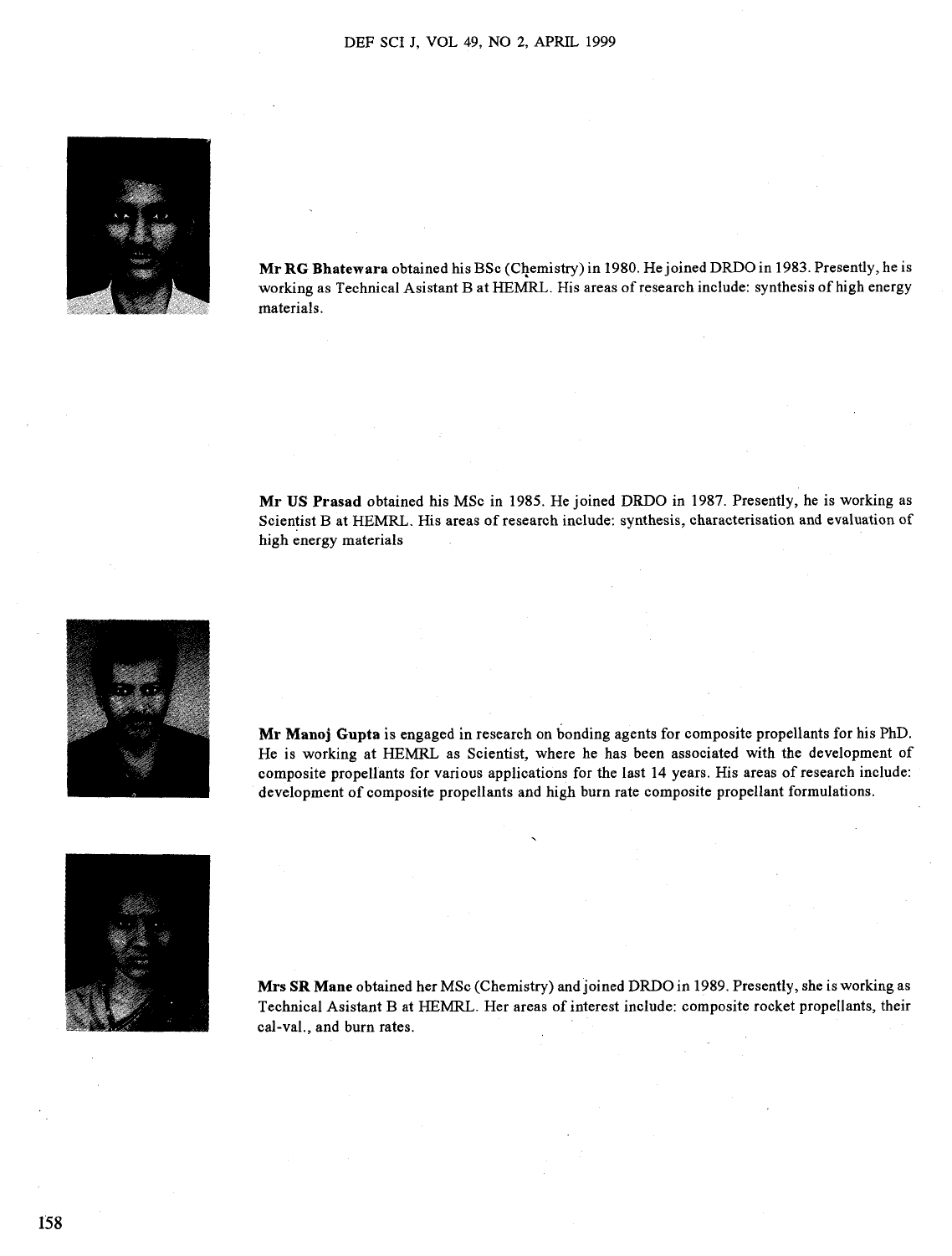**Mr RG Bhatewara** obtained his BSc (Chemistry) in 1980. He joined DRDO in 1983. Presently, he is working as Technical Asistant B at HEMRL. His areas of research include: synthesis of high energy materials.

**Mr US Prasad** obtained his MSc in 1985. He joined DRDO in 1987. Presently, he is working as Scientist B at HEMRL. His areas of research include: synthesis, characterisation and evaluation of high energy materials

**Mr Manoj Gupta** is engaged in research on bonding agents for composite propellants for his PhD. He is working at HEMRL as Scientist, where he has been associated with the development of composite propellants for various applications for the last 14 years. His areas of research include: development of composite propellants and high burn rate composite propellant formulations.

**Mrs SR Mane** obtained her MSc (Chemistry) and joined DRDO in 1989. Presently, she is working as Technical Asistant B at HEMRL. Her areas of interest include: composite rocket propellants, their cal-val., and burn rates.